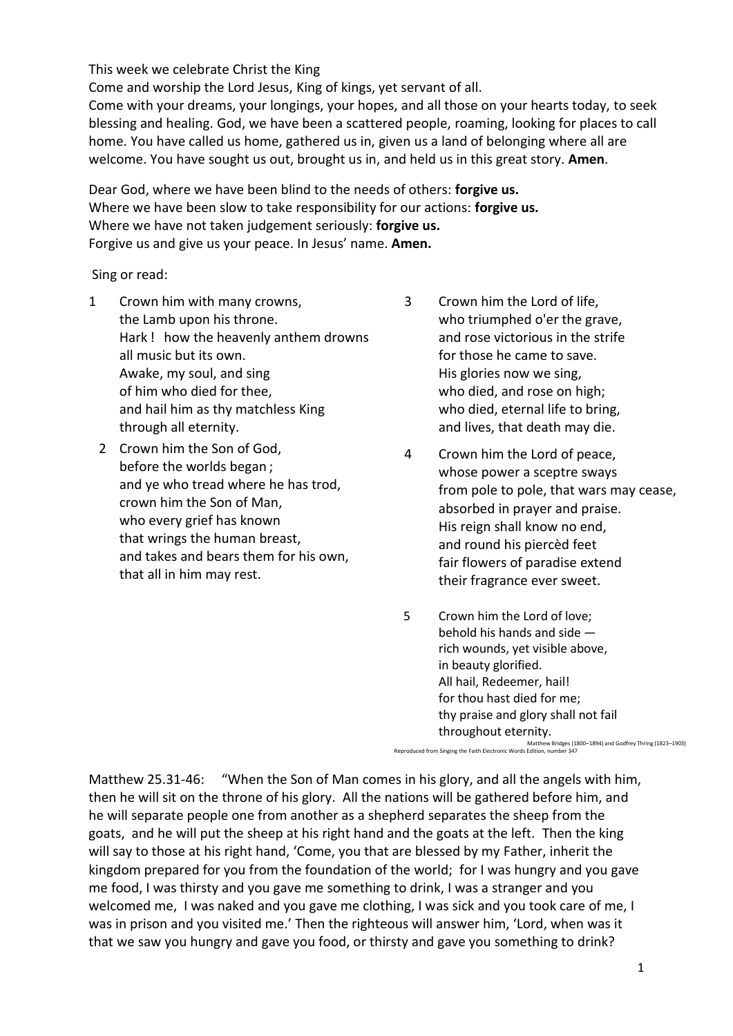This week we celebrate Christ the King

Come and worship the Lord Jesus, King of kings, yet servant of all.

Come with your dreams, your longings, your hopes, and all those on your hearts today, to seek blessing and healing. God, we have been a scattered people, roaming, looking for places to call home. You have called us home, gathered us in, given us a land of belonging where all are welcome. You have sought us out, brought us in, and held us in this great story. **Amen**.

Dear God, where we have been blind to the needs of others: **forgive us.**
Where we have been slow to take responsibility for our actions: **forgive us.**
Where we have not taken judgement seriously: **forgive us.**
Forgive us and give us your peace. In Jesus' name. **Amen.**

Sing or read:

1 Crown him with many crowns,
the Lamb upon his throne.
Hark ! how the heavenly anthem drowns
all music but its own.
Awake, my soul, and sing
of him who died for thee,
and hail him as thy matchless King
through all eternity.

2 Crown him the Son of God,
before the worlds began ;
and ye who tread where he has trod,
crown him the Son of Man,
who every grief has known
that wrings the human breast,
and takes and bears them for his own,
that all in him may rest.

3 Crown him the Lord of life,
who triumphed o'er the grave,
and rose victorious in the strife
for those he came to save.
His glories now we sing,
who died, and rose on high;
who died, eternal life to bring,
and lives, that death may die.

4 Crown him the Lord of peace,
whose power a sceptre sways
from pole to pole, that wars may cease,
absorbed in prayer and praise.
His reign shall know no end,
and round his piercèd feet
fair flowers of paradise extend
their fragrance ever sweet.

5 Crown him the Lord of love;
behold his hands and side —
rich wounds, yet visible above,
in beauty glorified.
All hail, Redeemer, hail!
for thou hast died for me;
thy praise and glory shall not fail
throughout eternity.

Matthew Bridges (1800–1894) and Godfrey Thring (1823–1903)
Reproduced from Singing the Faith Electronic Words Edition, number 347

Matthew 25.31-46: "When the Son of Man comes in his glory, and all the angels with him, then he will sit on the throne of his glory. All the nations will be gathered before him, and he will separate people one from another as a shepherd separates the sheep from the goats, and he will put the sheep at his right hand and the goats at the left. Then the king will say to those at his right hand, 'Come, you that are blessed by my Father, inherit the kingdom prepared for you from the foundation of the world; for I was hungry and you gave me food, I was thirsty and you gave me something to drink, I was a stranger and you welcomed me, I was naked and you gave me clothing, I was sick and you took care of me, I was in prison and you visited me.' Then the righteous will answer him, 'Lord, when was it that we saw you hungry and gave you food, or thirsty and gave you something to drink?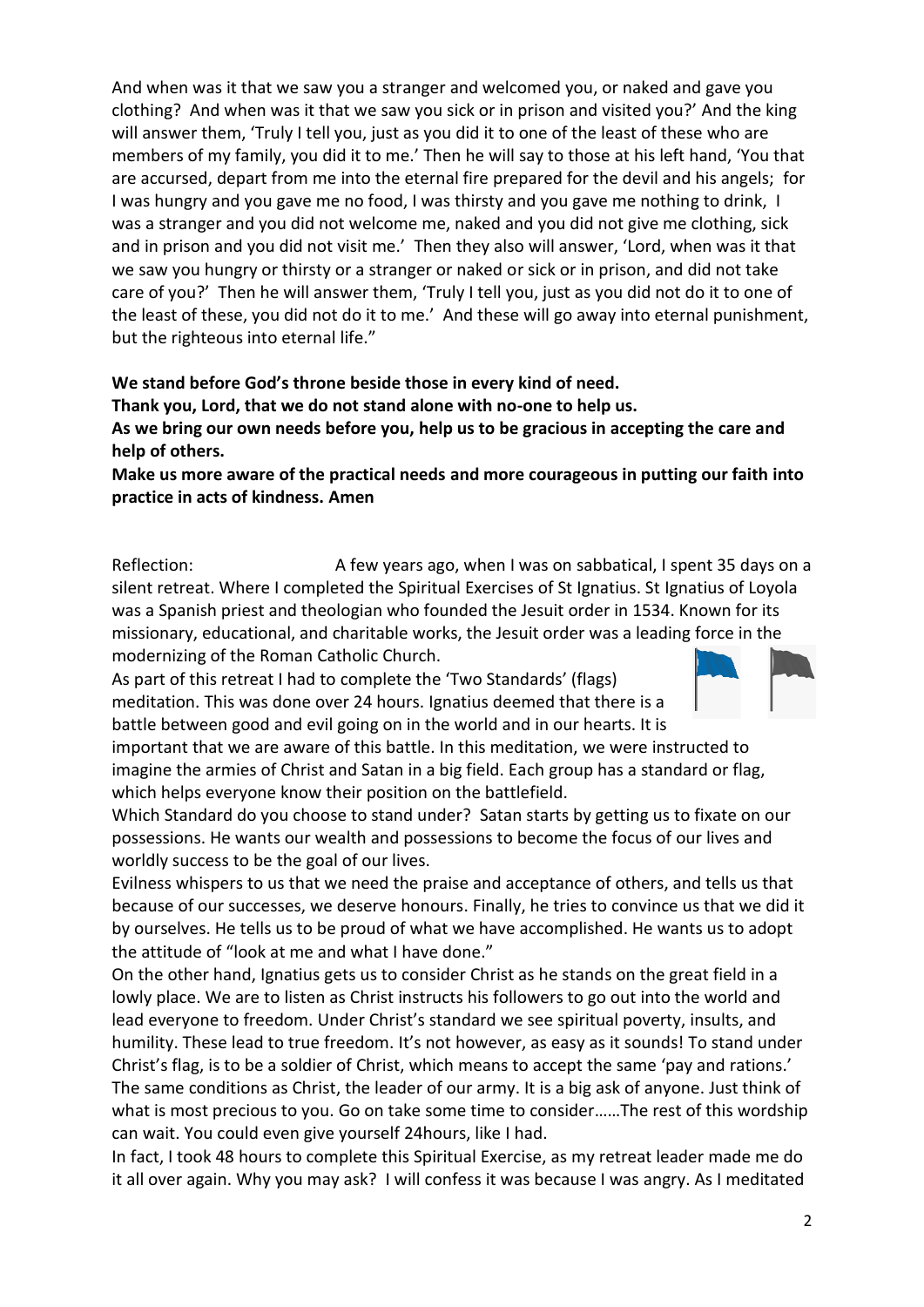And when was it that we saw you a stranger and welcomed you, or naked and gave you clothing? And when was it that we saw you sick or in prison and visited you?' And the king will answer them, 'Truly I tell you, just as you did it to one of the least of these who are members of my family, you did it to me.' Then he will say to those at his left hand, 'You that are accursed, depart from me into the eternal fire prepared for the devil and his angels; for I was hungry and you gave me no food, I was thirsty and you gave me nothing to drink, I was a stranger and you did not welcome me, naked and you did not give me clothing, sick and in prison and you did not visit me.' Then they also will answer, 'Lord, when was it that we saw you hungry or thirsty or a stranger or naked or sick or in prison, and did not take care of you?' Then he will answer them, 'Truly I tell you, just as you did not do it to one of the least of these, you did not do it to me.' And these will go away into eternal punishment, but the righteous into eternal life."

**We stand before God's throne beside those in every kind of need.**
**Thank you, Lord, that we do not stand alone with no-one to help us.**
**As we bring our own needs before you, help us to be gracious in accepting the care and help of others.**
**Make us more aware of the practical needs and more courageous in putting our faith into practice in acts of kindness. Amen**

Reflection: A few years ago, when I was on sabbatical, I spent 35 days on a silent retreat. Where I completed the Spiritual Exercises of St Ignatius. St Ignatius of Loyola was a Spanish priest and theologian who founded the Jesuit order in 1534. Known for its missionary, educational, and charitable works, the Jesuit order was a leading force in the modernizing of the Roman Catholic Church.

As part of this retreat I had to complete the 'Two Standards' (flags) meditation. This was done over 24 hours. Ignatius deemed that there is a battle between good and evil going on in the world and in our hearts. It is important that we are aware of this battle. In this meditation, we were instructed to imagine the armies of Christ and Satan in a big field. Each group has a standard or flag, which helps everyone know their position on the battlefield.

Which Standard do you choose to stand under? Satan starts by getting us to fixate on our possessions. He wants our wealth and possessions to become the focus of our lives and worldly success to be the goal of our lives.

Evilness whispers to us that we need the praise and acceptance of others, and tells us that because of our successes, we deserve honours. Finally, he tries to convince us that we did it by ourselves. He tells us to be proud of what we have accomplished. He wants us to adopt the attitude of "look at me and what I have done."

On the other hand, Ignatius gets us to consider Christ as he stands on the great field in a lowly place. We are to listen as Christ instructs his followers to go out into the world and lead everyone to freedom. Under Christ's standard we see spiritual poverty, insults, and humility. These lead to true freedom. It's not however, as easy as it sounds! To stand under Christ's flag, is to be a soldier of Christ, which means to accept the same 'pay and rations.' The same conditions as Christ, the leader of our army. It is a big ask of anyone. Just think of what is most precious to you. Go on take some time to consider……The rest of this wordship can wait. You could even give yourself 24hours, like I had.

In fact, I took 48 hours to complete this Spiritual Exercise, as my retreat leader made me do it all over again. Why you may ask? I will confess it was because I was angry. As I meditated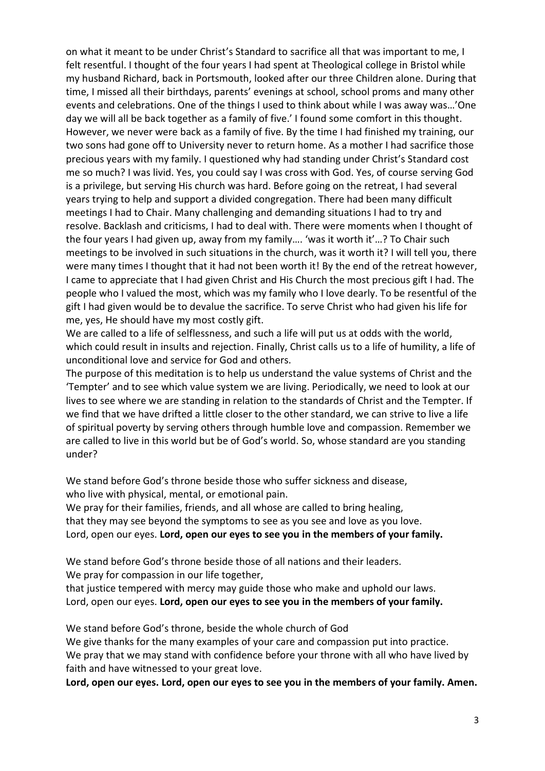on what it meant to be under Christ's Standard to sacrifice all that was important to me, I felt resentful. I thought of the four years I had spent at Theological college in Bristol while my husband Richard, back in Portsmouth, looked after our three Children alone. During that time, I missed all their birthdays, parents' evenings at school, school proms and many other events and celebrations. One of the things I used to think about while I was away was…'One day we will all be back together as a family of five.' I found some comfort in this thought. However, we never were back as a family of five. By the time I had finished my training, our two sons had gone off to University never to return home. As a mother I had sacrifice those precious years with my family. I questioned why had standing under Christ's Standard cost me so much? I was livid. Yes, you could say I was cross with God. Yes, of course serving God is a privilege, but serving His church was hard. Before going on the retreat, I had several years trying to help and support a divided congregation. There had been many difficult meetings I had to Chair. Many challenging and demanding situations I had to try and resolve. Backlash and criticisms, I had to deal with. There were moments when I thought of the four years I had given up, away from my family…. 'was it worth it'…? To Chair such meetings to be involved in such situations in the church, was it worth it? I will tell you, there were many times I thought that it had not been worth it! By the end of the retreat however, I came to appreciate that I had given Christ and His Church the most precious gift I had. The people who I valued the most, which was my family who I love dearly. To be resentful of the gift I had given would be to devalue the sacrifice. To serve Christ who had given his life for me, yes, He should have my most costly gift.

We are called to a life of selflessness, and such a life will put us at odds with the world, which could result in insults and rejection. Finally, Christ calls us to a life of humility, a life of unconditional love and service for God and others.

The purpose of this meditation is to help us understand the value systems of Christ and the 'Tempter' and to see which value system we are living. Periodically, we need to look at our lives to see where we are standing in relation to the standards of Christ and the Tempter. If we find that we have drifted a little closer to the other standard, we can strive to live a life of spiritual poverty by serving others through humble love and compassion. Remember we are called to live in this world but be of God's world. So, whose standard are you standing under?

We stand before God's throne beside those who suffer sickness and disease,
who live with physical, mental, or emotional pain.
We pray for their families, friends, and all whose are called to bring healing,
that they may see beyond the symptoms to see as you see and love as you love.
Lord, open our eyes. **Lord, open our eyes to see you in the members of your family.**

We stand before God's throne beside those of all nations and their leaders.
We pray for compassion in our life together,
that justice tempered with mercy may guide those who make and uphold our laws.
Lord, open our eyes. **Lord, open our eyes to see you in the members of your family.**

We stand before God's throne, beside the whole church of God
We give thanks for the many examples of your care and compassion put into practice.
We pray that we may stand with confidence before your throne with all who have lived by faith and have witnessed to your great love.
**Lord, open our eyes. Lord, open our eyes to see you in the members of your family. Amen.**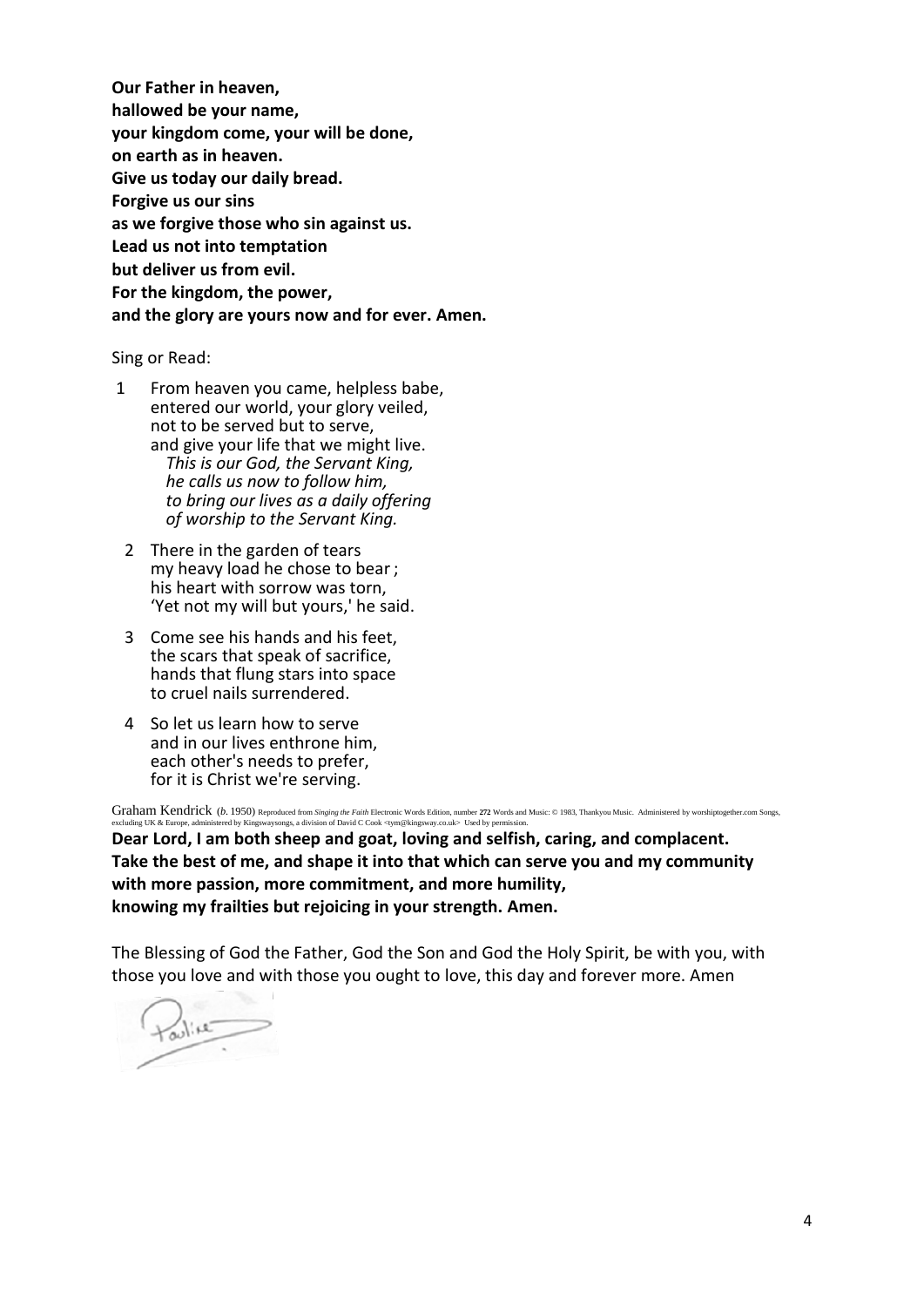**Our Father in heaven,**
**hallowed be your name,**
**your kingdom come, your will be done,**
**on earth as in heaven.**
**Give us today our daily bread.**
**Forgive us our sins**
**as we forgive those who sin against us.**
**Lead us not into temptation**
**but deliver us from evil.**
**For the kingdom, the power,**
**and the glory are yours now and for ever. Amen.**

Sing or Read:

1 From heaven you came, helpless babe,
entered our world, your glory veiled,
not to be served but to serve,
and give your life that we might live.
*This is our God, the Servant King,*
*he calls us now to follow him,*
*to bring our lives as a daily offering*
*of worship to the Servant King.*

2 There in the garden of tears
my heavy load he chose to bear ;
his heart with sorrow was torn,
'Yet not my will but yours,' he said.

3 Come see his hands and his feet,
the scars that speak of sacrifice,
hands that flung stars into space
to cruel nails surrendered.

4 So let us learn how to serve
and in our lives enthrone him,
each other's needs to prefer,
for it is Christ we're serving.

Graham Kendrick (*b.* 1950) Reproduced from *Singing the Faith* Electronic Words Edition, number **272** Words and Music: © 1983, Thankyou Music. Administered by worshiptogether.com Songs, excluding UK & Europe, administered by Kingswaysongs, a division of David C Cook <tym@kingsway.co.uk> Used by permission.

**Dear Lord, I am both sheep and goat, loving and selfish, caring, and complacent.**
**Take the best of me, and shape it into that which can serve you and my community with more passion, more commitment, and more humility,**
**knowing my frailties but rejoicing in your strength. Amen.**

The Blessing of God the Father, God the Son and God the Holy Spirit, be with you, with those you love and with those you ought to love, this day and forever more. Amen

Pauline